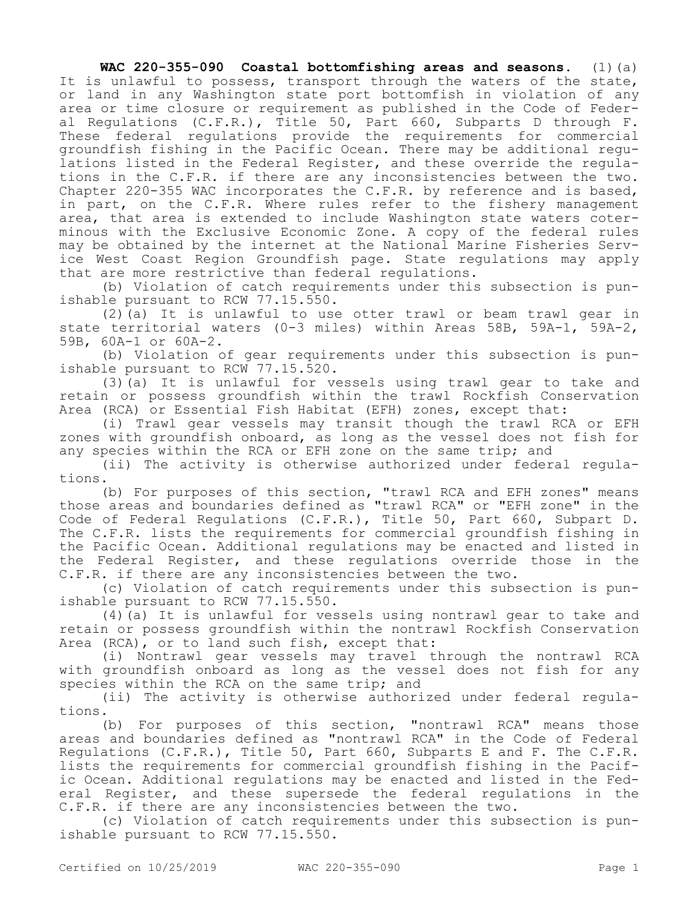**WAC 220-355-090 Coastal bottomfishing areas and seasons.** (1)(a) It is unlawful to possess, transport through the waters of the state, or land in any Washington state port bottomfish in violation of any area or time closure or requirement as published in the Code of Federal Regulations (C.F.R.), Title 50, Part 660, Subparts D through F. These federal regulations provide the requirements for commercial groundfish fishing in the Pacific Ocean. There may be additional regulations listed in the Federal Register, and these override the regulations in the C.F.R. if there are any inconsistencies between the two. Chapter 220-355 WAC incorporates the C.F.R. by reference and is based, in part, on the C.F.R. Where rules refer to the fishery management area, that area is extended to include Washington state waters coterminous with the Exclusive Economic Zone. A copy of the federal rules may be obtained by the internet at the National Marine Fisheries Service West Coast Region Groundfish page. State regulations may apply that are more restrictive than federal regulations.

(b) Violation of catch requirements under this subsection is punishable pursuant to RCW 77.15.550.

(2)(a) It is unlawful to use otter trawl or beam trawl gear in state territorial waters (0-3 miles) within Areas 58B, 59A-1, 59A-2, 59B, 60A-1 or 60A-2.

(b) Violation of gear requirements under this subsection is punishable pursuant to RCW 77.15.520.

(3)(a) It is unlawful for vessels using trawl gear to take and retain or possess groundfish within the trawl Rockfish Conservation Area (RCA) or Essential Fish Habitat (EFH) zones, except that:

(i) Trawl gear vessels may transit though the trawl RCA or EFH zones with groundfish onboard, as long as the vessel does not fish for any species within the RCA or EFH zone on the same trip; and

(ii) The activity is otherwise authorized under federal regulations.

(b) For purposes of this section, "trawl RCA and EFH zones" means those areas and boundaries defined as "trawl RCA" or "EFH zone" in the Code of Federal Regulations (C.F.R.), Title 50, Part 660, Subpart D. The C.F.R. lists the requirements for commercial groundfish fishing in the Pacific Ocean. Additional regulations may be enacted and listed in the Federal Register, and these regulations override those in the C.F.R. if there are any inconsistencies between the two.

(c) Violation of catch requirements under this subsection is punishable pursuant to RCW 77.15.550.

(4)(a) It is unlawful for vessels using nontrawl gear to take and retain or possess groundfish within the nontrawl Rockfish Conservation Area (RCA), or to land such fish, except that:

(i) Nontrawl gear vessels may travel through the nontrawl RCA with groundfish onboard as long as the vessel does not fish for any species within the RCA on the same trip; and

(ii) The activity is otherwise authorized under federal regulations.

(b) For purposes of this section, "nontrawl RCA" means those areas and boundaries defined as "nontrawl RCA" in the Code of Federal Regulations (C.F.R.), Title 50, Part 660, Subparts E and F. The C.F.R. lists the requirements for commercial groundfish fishing in the Pacific Ocean. Additional regulations may be enacted and listed in the Federal Register, and these supersede the federal regulations in the C.F.R. if there are any inconsistencies between the two.

(c) Violation of catch requirements under this subsection is punishable pursuant to RCW 77.15.550.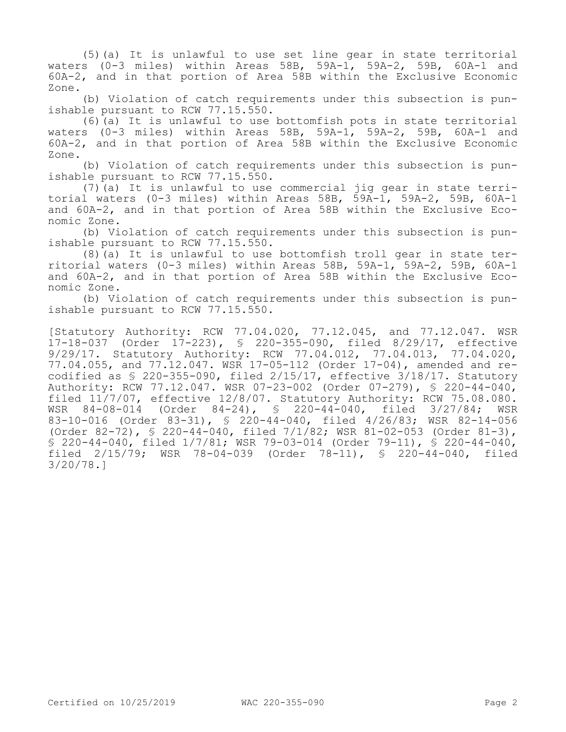(5)(a) It is unlawful to use set line gear in state territorial waters (0-3 miles) within Areas 58B, 59A-1, 59A-2, 59B, 60A-1 and 60A-2, and in that portion of Area 58B within the Exclusive Economic Zone.

(b) Violation of catch requirements under this subsection is punishable pursuant to RCW 77.15.550.

(6)(a) It is unlawful to use bottomfish pots in state territorial waters (0-3 miles) within Areas 58B, 59A-1, 59A-2, 59B, 60A-1 and 60A-2, and in that portion of Area 58B within the Exclusive Economic Zone.

(b) Violation of catch requirements under this subsection is punishable pursuant to RCW 77.15.550.

(7)(a) It is unlawful to use commercial jig gear in state territorial waters (0-3 miles) within Areas 58B, 59A-1, 59A-2, 59B, 60A-1 and 60A-2, and in that portion of Area 58B within the Exclusive Economic Zone.

(b) Violation of catch requirements under this subsection is punishable pursuant to RCW 77.15.550.

(8)(a) It is unlawful to use bottomfish troll gear in state territorial waters (0-3 miles) within Areas 58B, 59A-1, 59A-2, 59B, 60A-1 and 60A-2, and in that portion of Area 58B within the Exclusive Economic Zone.

(b) Violation of catch requirements under this subsection is punishable pursuant to RCW 77.15.550.

[Statutory Authority: RCW 77.04.020, 77.12.045, and 77.12.047. WSR 17-18-037 (Order 17-223), § 220-355-090, filed 8/29/17, effective 9/29/17. Statutory Authority: RCW 77.04.012, 77.04.013, 77.04.020, 77.04.055, and 77.12.047. WSR 17-05-112 (Order 17-04), amended and recodified as § 220-355-090, filed 2/15/17, effective 3/18/17. Statutory Authority: RCW 77.12.047. WSR 07-23-002 (Order 07-279), § 220-44-040, filed 11/7/07, effective 12/8/07. Statutory Authority: RCW 75.08.080. WSR 84-08-014 (Order 84-24), § 220-44-040, filed 3/27/84; WSR 83-10-016 (Order 83-31), § 220-44-040, filed 4/26/83; WSR 82-14-056 (Order 82-72), § 220-44-040, filed 7/1/82; WSR 81-02-053 (Order 81-3), § 220-44-040, filed 1/7/81; WSR 79-03-014 (Order 79-11), § 220-44-040, filed 2/15/79; WSR 78-04-039 (Order 78-11), § 220-44-040, filed 3/20/78.]